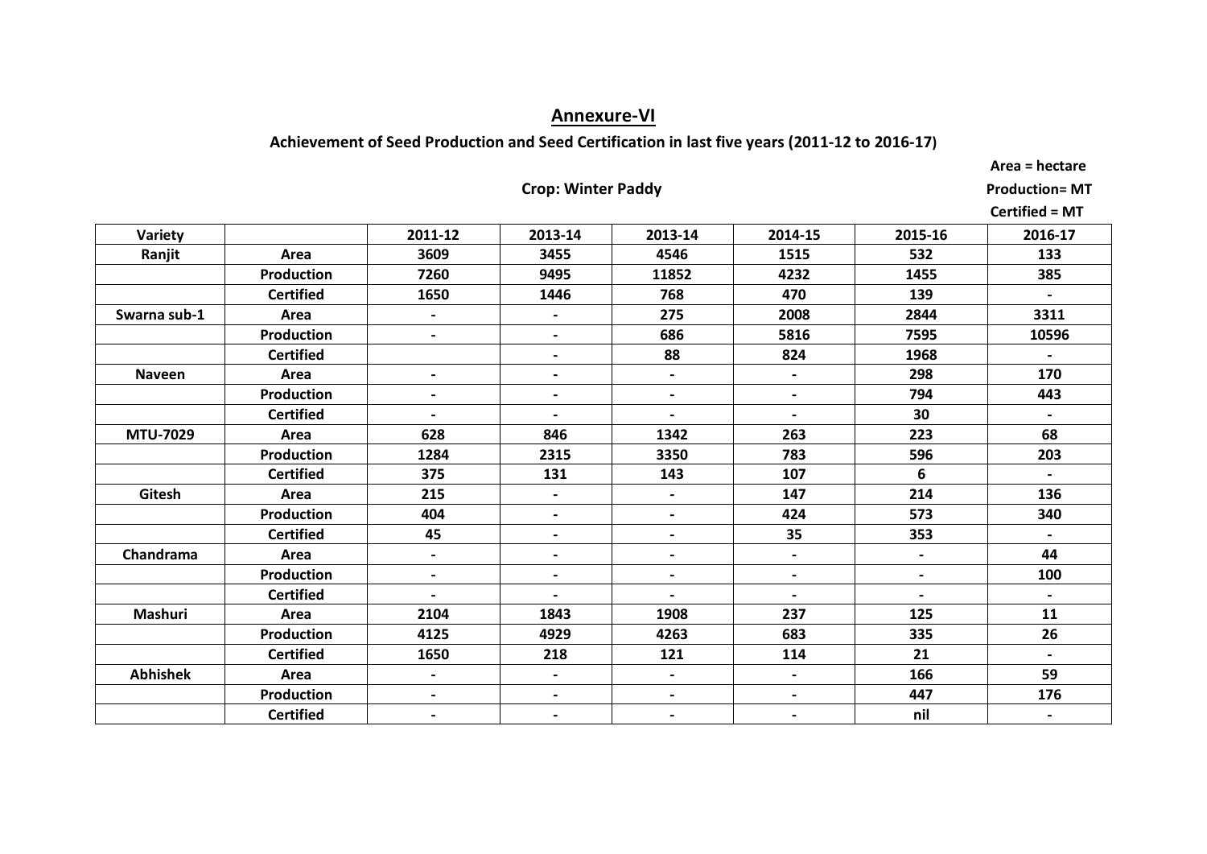# Annexure-VI

**Achievement of Seed Production and Seed Certification in last five years (2011-12 to 2016-17)**

**Crop: Winter Paddy**

**Area = hectare**
**Production= MT**
**Certified = MT**

| Variety | | 2011-12 | 2013-14 | 2013-14 | 2014-15 | 2015-16 | 2016-17 |
|---|---|---|---|---|---|---|---|
| Ranjit | Area | 3609 | 3455 | 4546 | 1515 | 532 | 133 |
| | Production | 7260 | 9495 | 11852 | 4232 | 1455 | 385 |
| | Certified | 1650 | 1446 | 768 | 470 | 139 | - |
| Swarna sub-1 | Area | - | - | 275 | 2008 | 2844 | 3311 |
| | Production | - | - | 686 | 5816 | 7595 | 10596 |
| | Certified | | - | 88 | 824 | 1968 | - |
| Naveen | Area | - | - | - | - | 298 | 170 |
| | Production | - | - | - | - | 794 | 443 |
| | Certified | - | - | - | - | 30 | - |
| MTU-7029 | Area | 628 | 846 | 1342 | 263 | 223 | 68 |
| | Production | 1284 | 2315 | 3350 | 783 | 596 | 203 |
| | Certified | 375 | 131 | 143 | 107 | 6 | - |
| Gitesh | Area | 215 | - | - | 147 | 214 | 136 |
| | Production | 404 | - | - | 424 | 573 | 340 |
| | Certified | 45 | - | - | 35 | 353 | - |
| Chandrama | Area | - | - | - | - | - | 44 |
| | Production | - | - | - | - | - | 100 |
| | Certified | - | - | - | - | - | - |
| Mashuri | Area | 2104 | 1843 | 1908 | 237 | 125 | 11 |
| | Production | 4125 | 4929 | 4263 | 683 | 335 | 26 |
| | Certified | 1650 | 218 | 121 | 114 | 21 | - |
| Abhishek | Area | - | - | - | - | 166 | 59 |
| | Production | - | - | - | - | 447 | 176 |
| | Certified | - | - | - | - | nil | - |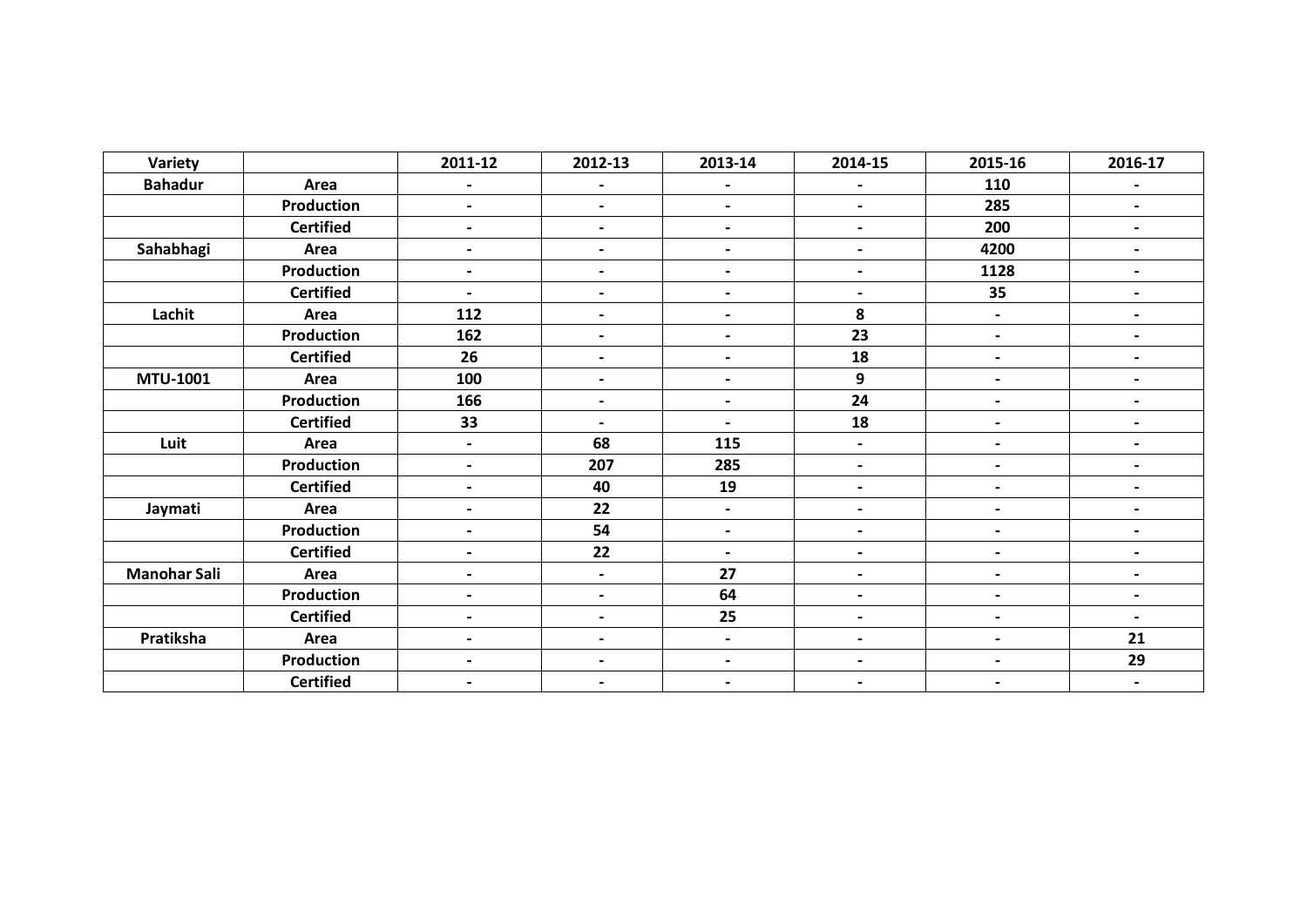| Variety | | 2011-12 | 2012-13 | 2013-14 | 2014-15 | 2015-16 | 2016-17 |
|---|---|---|---|---|---|---|---|
| **Bahadur** | **Area** | **-** | **-** | **-** | **-** | **110** | **-** |
| | **Production** | **-** | **-** | **-** | **-** | **285** | **-** |
| | **Certified** | **-** | **-** | **-** | **-** | **200** | **-** |
| **Sahabhagi** | **Area** | **-** | **-** | **-** | **-** | **4200** | **-** |
| | **Production** | **-** | **-** | **-** | **-** | **1128** | **-** |
| | **Certified** | **-** | **-** | **-** | **-** | **35** | **-** |
| **Lachit** | **Area** | **112** | **-** | **-** | **8** | **-** | **-** |
| | **Production** | **162** | **-** | **-** | **23** | **-** | **-** |
| | **Certified** | **26** | **-** | **-** | **18** | **-** | **-** |
| **MTU-1001** | **Area** | **100** | **-** | **-** | **9** | **-** | **-** |
| | **Production** | **166** | **-** | **-** | **24** | **-** | **-** |
| | **Certified** | **33** | **-** | **-** | **18** | **-** | **-** |
| **Luit** | **Area** | **-** | **68** | **115** | **-** | **-** | **-** |
| | **Production** | **-** | **207** | **285** | **-** | **-** | **-** |
| | **Certified** | **-** | **40** | **19** | **-** | **-** | **-** |
| **Jaymati** | **Area** | **-** | **22** | **-** | **-** | **-** | **-** |
| | **Production** | **-** | **54** | **-** | **-** | **-** | **-** |
| | **Certified** | **-** | **22** | **-** | **-** | **-** | **-** |
| **Manohar Sali** | **Area** | **-** | **-** | **27** | **-** | **-** | **-** |
| | **Production** | **-** | **-** | **64** | **-** | **-** | **-** |
| | **Certified** | **-** | **-** | **25** | **-** | **-** | **-** |
| **Pratiksha** | **Area** | **-** | **-** | **-** | **-** | **-** | **21** |
| | **Production** | **-** | **-** | **-** | **-** | **-** | **29** |
| | **Certified** | **-** | **-** | **-** | **-** | **-** | **-** |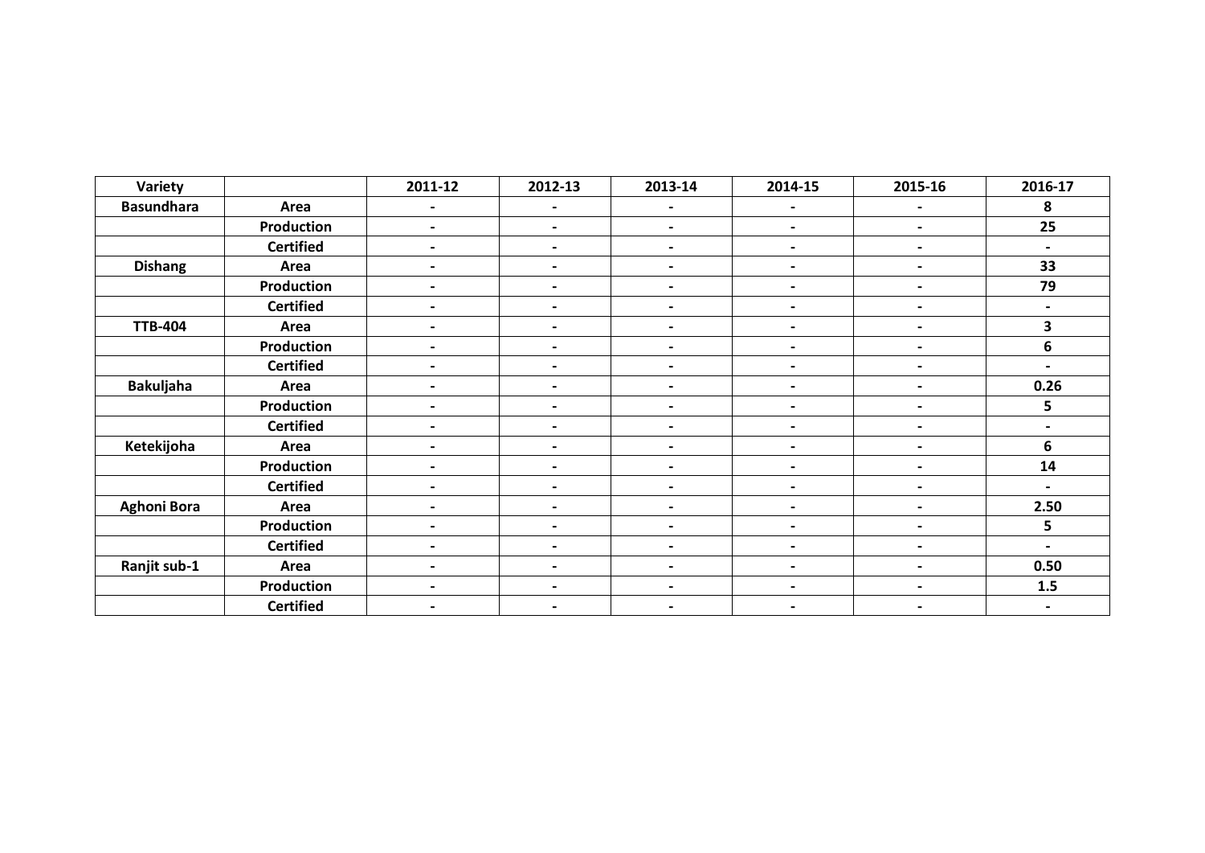| **Variety** | | **2011-12** | **2012-13** | **2013-14** | **2014-15** | **2015-16** | **2016-17** |
|---|---|---|---|---|---|---|---|
| **Basundhara** | **Area** | **-** | **-** | **-** | **-** | **-** | **8** |
| | **Production** | **-** | **-** | **-** | **-** | **-** | **25** |
| | **Certified** | **-** | **-** | **-** | **-** | **-** | **-** |
| **Dishang** | **Area** | **-** | **-** | **-** | **-** | **-** | **33** |
| | **Production** | **-** | **-** | **-** | **-** | **-** | **79** |
| | **Certified** | **-** | **-** | **-** | **-** | **-** | **-** |
| **TTB-404** | **Area** | **-** | **-** | **-** | **-** | **-** | **3** |
| | **Production** | **-** | **-** | **-** | **-** | **-** | **6** |
| | **Certified** | **-** | **-** | **-** | **-** | **-** | **-** |
| **Bakuljaha** | **Area** | **-** | **-** | **-** | **-** | **-** | **0.26** |
| | **Production** | **-** | **-** | **-** | **-** | **-** | **5** |
| | **Certified** | **-** | **-** | **-** | **-** | **-** | **-** |
| **Ketekijoha** | **Area** | **-** | **-** | **-** | **-** | **-** | **6** |
| | **Production** | **-** | **-** | **-** | **-** | **-** | **14** |
| | **Certified** | **-** | **-** | **-** | **-** | **-** | **-** |
| **Aghoni Bora** | **Area** | **-** | **-** | **-** | **-** | **-** | **2.50** |
| | **Production** | **-** | **-** | **-** | **-** | **-** | **5** |
| | **Certified** | **-** | **-** | **-** | **-** | **-** | **-** |
| **Ranjit sub-1** | **Area** | **-** | **-** | **-** | **-** | **-** | **0.50** |
| | **Production** | **-** | **-** | **-** | **-** | **-** | **1.5** |
| | **Certified** | **-** | **-** | **-** | **-** | **-** | **-** |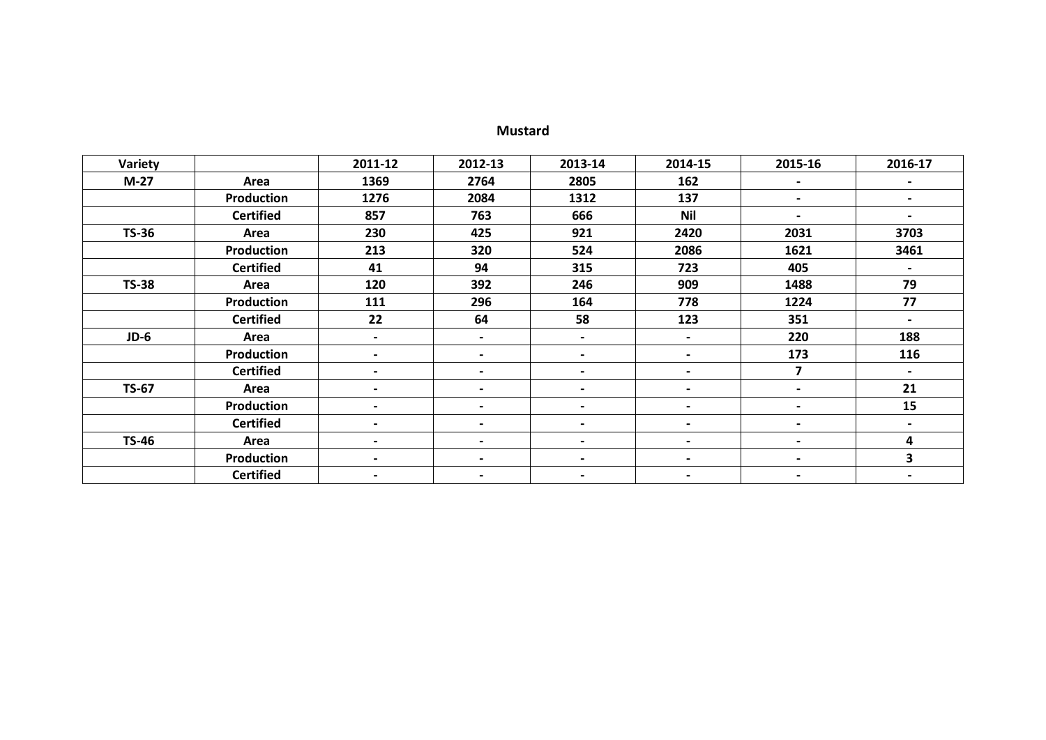## Mustard

| Variety | | 2011-12 | 2012-13 | 2013-14 | 2014-15 | 2015-16 | 2016-17 |
|---|---|---|---|---|---|---|---|
| M-27 | Area | 1369 | 2764 | 2805 | 162 | - | - |
| | Production | 1276 | 2084 | 1312 | 137 | - | - |
| | Certified | 857 | 763 | 666 | Nil | - | - |
| TS-36 | Area | 230 | 425 | 921 | 2420 | 2031 | 3703 |
| | Production | 213 | 320 | 524 | 2086 | 1621 | 3461 |
| | Certified | 41 | 94 | 315 | 723 | 405 | - |
| TS-38 | Area | 120 | 392 | 246 | 909 | 1488 | 79 |
| | Production | 111 | 296 | 164 | 778 | 1224 | 77 |
| | Certified | 22 | 64 | 58 | 123 | 351 | - |
| JD-6 | Area | - | - | - | - | 220 | 188 |
| | Production | - | - | - | - | 173 | 116 |
| | Certified | - | - | - | - | 7 | - |
| TS-67 | Area | - | - | - | - | - | 21 |
| | Production | - | - | - | - | - | 15 |
| | Certified | - | - | - | - | - | - |
| TS-46 | Area | - | - | - | - | - | 4 |
| | Production | - | - | - | - | - | 3 |
| | Certified | - | - | - | - | - | - |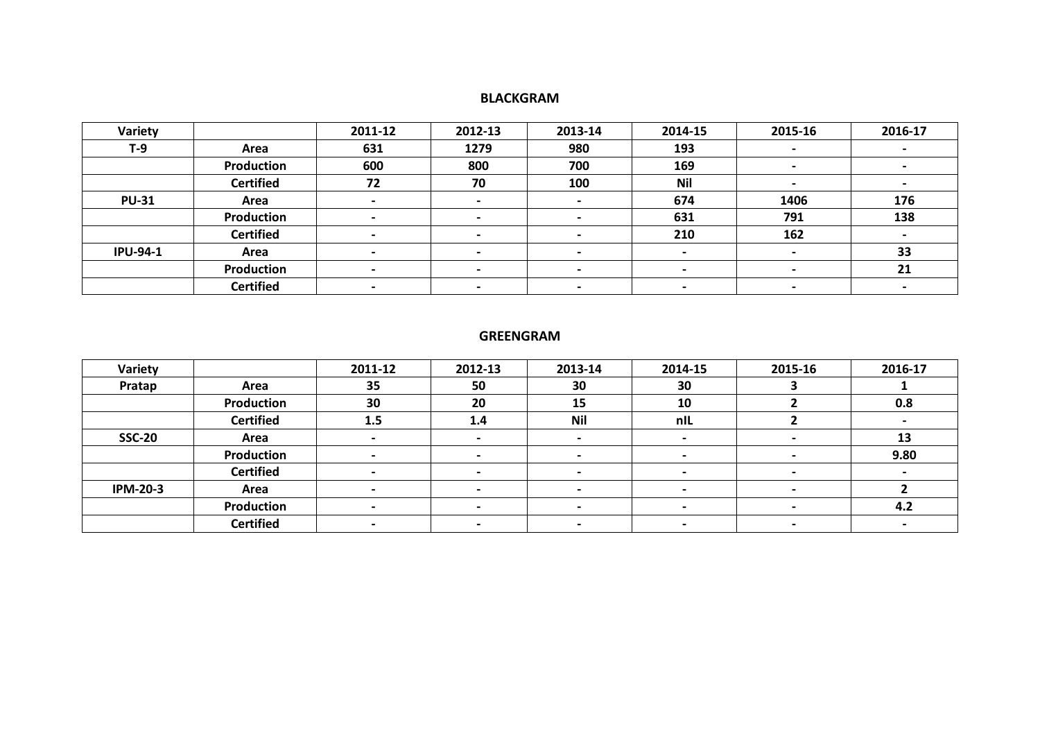## BLACKGRAM

| Variety | | 2011-12 | 2012-13 | 2013-14 | 2014-15 | 2015-16 | 2016-17 |
|---|---|---|---|---|---|---|---|
| **T-9** | **Area** | **631** | **1279** | **980** | **193** | **-** | **-** |
| | **Production** | **600** | **800** | **700** | **169** | **-** | **-** |
| | **Certified** | **72** | **70** | **100** | **Nil** | **-** | **-** |
| **PU-31** | **Area** | **-** | **-** | **-** | **674** | **1406** | **176** |
| | **Production** | **-** | **-** | **-** | **631** | **791** | **138** |
| | **Certified** | **-** | **-** | **-** | **210** | **162** | **-** |
| **IPU-94-1** | **Area** | **-** | **-** | **-** | **-** | **-** | **33** |
| | **Production** | **-** | **-** | **-** | **-** | **-** | **21** |
| | **Certified** | **-** | **-** | **-** | **-** | **-** | **-** |

## GREENGRAM

| Variety | | 2011-12 | 2012-13 | 2013-14 | 2014-15 | 2015-16 | 2016-17 |
|---|---|---|---|---|---|---|---|
| **Pratap** | **Area** | **35** | **50** | **30** | **30** | **3** | **1** |
| | **Production** | **30** | **20** | **15** | **10** | **2** | **0.8** |
| | **Certified** | **1.5** | **1.4** | **Nil** | **nIL** | **2** | **-** |
| **SSC-20** | **Area** | **-** | **-** | **-** | **-** | **-** | **13** |
| | **Production** | **-** | **-** | **-** | **-** | **-** | **9.80** |
| | **Certified** | **-** | **-** | **-** | **-** | **-** | **-** |
| **IPM-20-3** | **Area** | **-** | **-** | **-** | **-** | **-** | **2** |
| | **Production** | **-** | **-** | **-** | **-** | **-** | **4.2** |
| | **Certified** | **-** | **-** | **-** | **-** | **-** | **-** |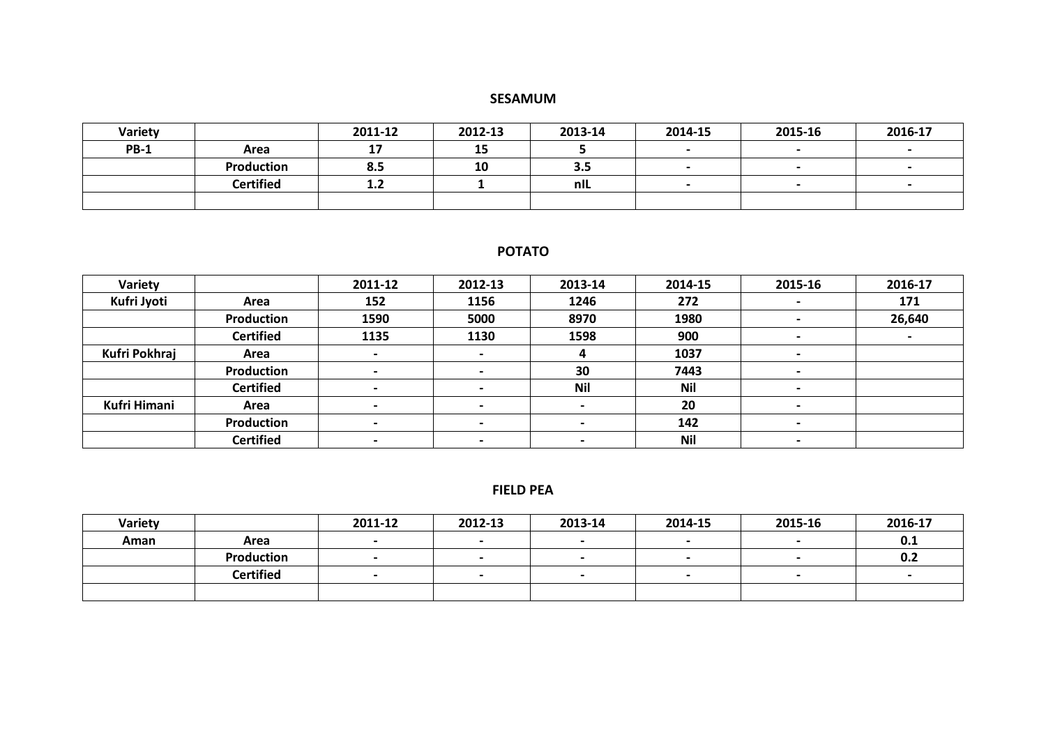## SESAMUM

| Variety | | 2011-12 | 2012-13 | 2013-14 | 2014-15 | 2015-16 | 2016-17 |
|---|---|---|---|---|---|---|---|
| PB-1 | Area | 17 | 15 | 5 | - | - | - |
| | Production | 8.5 | 10 | 3.5 | - | - | - |
| | Certified | 1.2 | 1 | nIL | - | - | - |
| | | | | | | | |

## POTATO

| Variety | | 2011-12 | 2012-13 | 2013-14 | 2014-15 | 2015-16 | 2016-17 |
|---|---|---|---|---|---|---|---|
| Kufri Jyoti | Area | 152 | 1156 | 1246 | 272 | - | 171 |
| | Production | 1590 | 5000 | 8970 | 1980 | - | 26,640 |
| | Certified | 1135 | 1130 | 1598 | 900 | - | - |
| Kufri Pokhraj | Area | - | - | 4 | 1037 | - | |
| | Production | - | - | 30 | 7443 | - | |
| | Certified | - | - | Nil | Nil | - | |
| Kufri Himani | Area | - | - | - | 20 | - | |
| | Production | - | - | - | 142 | - | |
| | Certified | - | - | - | Nil | - | |

## FIELD PEA

| Variety | | 2011-12 | 2012-13 | 2013-14 | 2014-15 | 2015-16 | 2016-17 |
|---|---|---|---|---|---|---|---|
| Aman | Area | - | - | - | - | - | 0.1 |
| | Production | - | - | - | - | - | 0.2 |
| | Certified | - | - | - | - | - | - |
| | | | | | | | |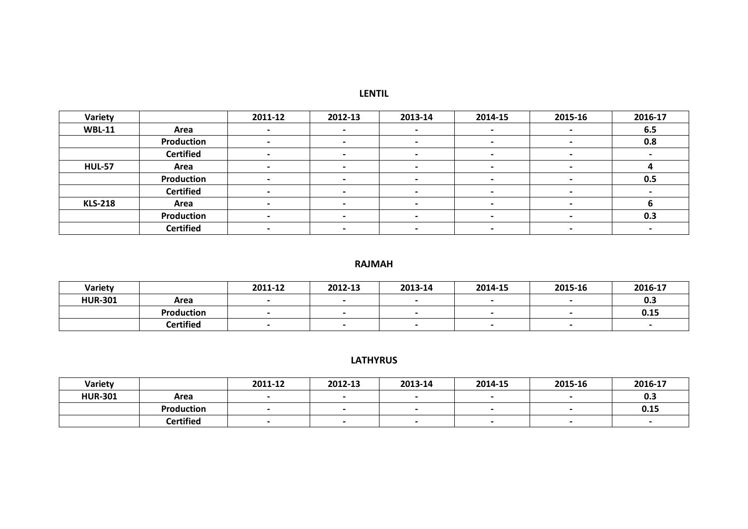## LENTIL

| Variety | | 2011-12 | 2012-13 | 2013-14 | 2014-15 | 2015-16 | 2016-17 |
|---|---|---|---|---|---|---|---|
| WBL-11 | Area | - | - | - | - | - | 6.5 |
| | Production | - | - | - | - | - | 0.8 |
| | Certified | - | - | - | - | - | - |
| HUL-57 | Area | - | - | - | - | - | 4 |
| | Production | - | - | - | - | - | 0.5 |
| | Certified | - | - | - | - | - | - |
| KLS-218 | Area | - | - | - | - | - | 6 |
| | Production | - | - | - | - | - | 0.3 |
| | Certified | - | - | - | - | - | - |

## RAJMAH

| Variety | | 2011-12 | 2012-13 | 2013-14 | 2014-15 | 2015-16 | 2016-17 |
|---|---|---|---|---|---|---|---|
| HUR-301 | Area | - | - | - | - | - | 0.3 |
| | Production | - | - | - | - | - | 0.15 |
| | Certified | - | - | - | - | - | - |

## LATHYRUS

| Variety | | 2011-12 | 2012-13 | 2013-14 | 2014-15 | 2015-16 | 2016-17 |
|---|---|---|---|---|---|---|---|
| HUR-301 | Area | - | - | - | - | - | 0.3 |
| | Production | - | - | - | - | - | 0.15 |
| | Certified | - | - | - | - | - | - |